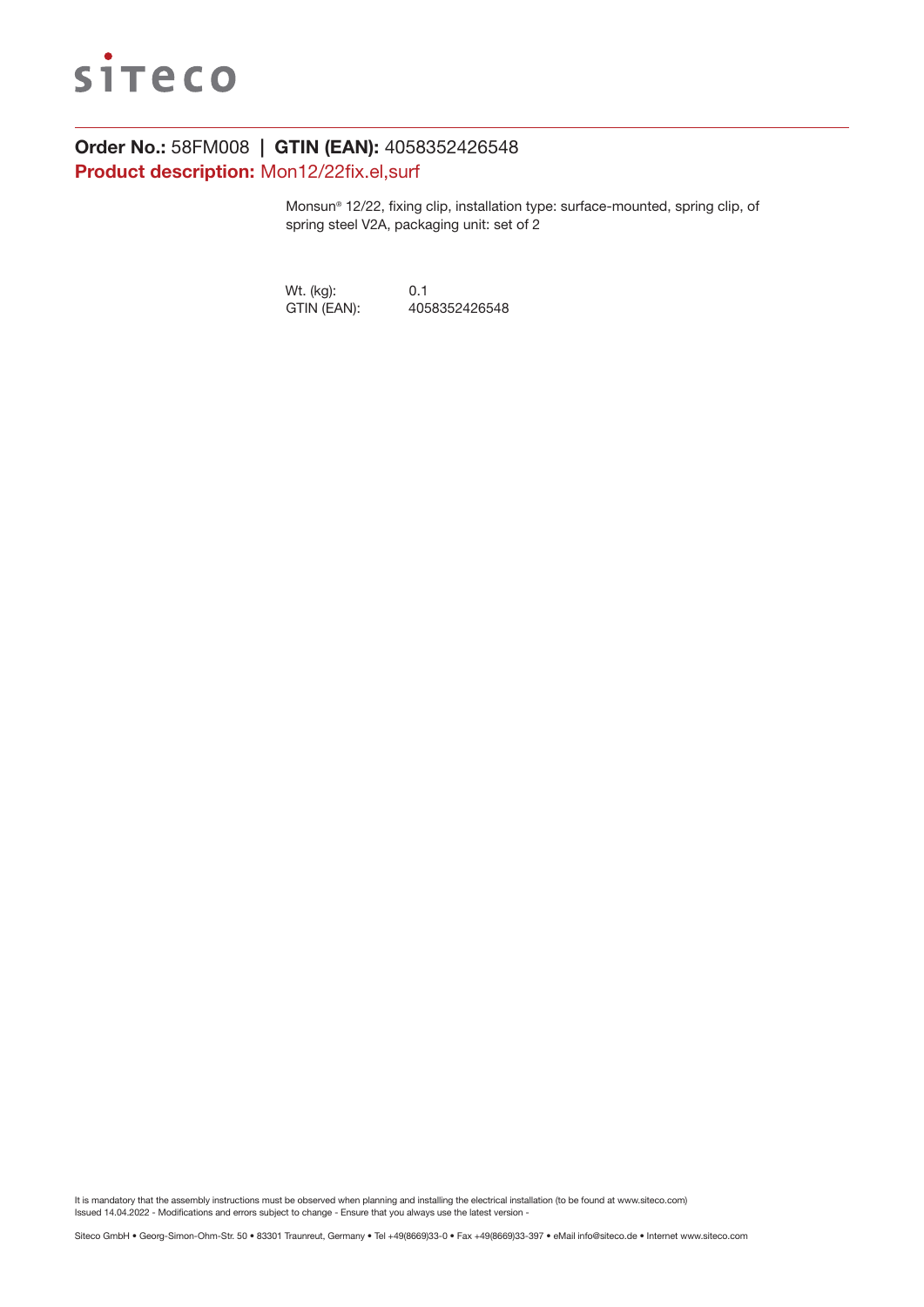siteco

**Order No.:** 58FM008 **| GTIN (EAN):** 4058352426548

**Product description:** Mon12/22fix.el,surf

Monsun® 12/22, fixing clip, installation type: surface-mounted, spring clip, of spring steel V2A, packaging unit: set of 2

| Wt. (kg): | 0.1 |
|---|---|
| GTIN (EAN): | 4058352426548 |

It is mandatory that the assembly instructions must be observed when planning and installing the electrical installation (to be found at www.siteco.com)
Issued 14.04.2022 - Modifications and errors subject to change - Ensure that you always use the latest version -

Siteco GmbH • Georg-Simon-Ohm-Str. 50 • 83301 Traunreut, Germany • Tel +49(8669)33-0 • Fax +49(8669)33-397 • eMail info@siteco.de • Internet www.siteco.com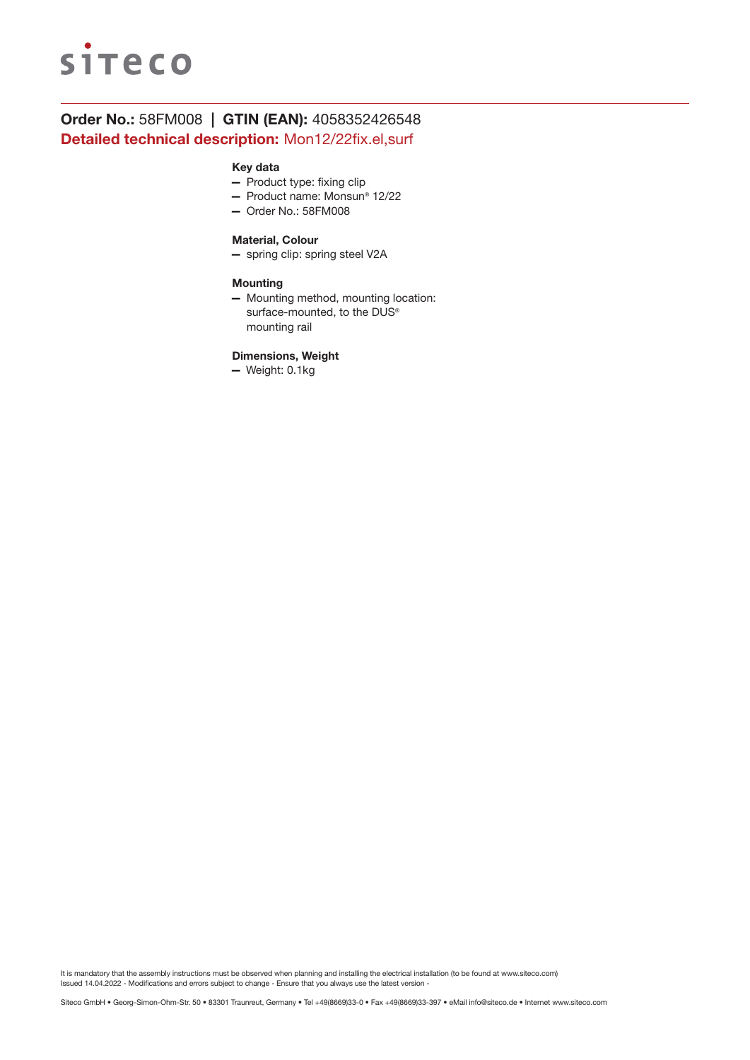**Order No.:** 58FM008 **|** **GTIN (EAN):** 4058352426548
**Detailed technical description:** Mon12/22fix.el,surf

### Key data

- Product type: fixing clip
- Product name: Monsun® 12/22
- Order No.: 58FM008

### Material, Colour

- spring clip: spring steel V2A

### Mounting

- Mounting method, mounting location: surface-mounted, to the DUS® mounting rail

### Dimensions, Weight

- Weight: 0.1kg

It is mandatory that the assembly instructions must be observed when planning and installing the electrical installation (to be found at www.siteco.com)
Issued 14.04.2022 - Modifications and errors subject to change - Ensure that you always use the latest version -

Siteco GmbH • Georg-Simon-Ohm-Str. 50 • 83301 Traunreut, Germany • Tel +49(8669)33-0 • Fax +49(8669)33-397 • eMail info@siteco.de • Internet www.siteco.com